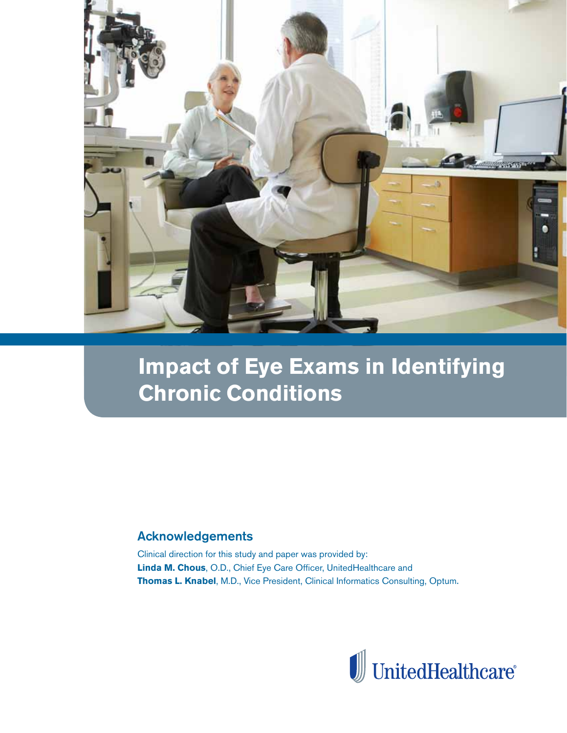# Impact of Eye Exams in Identifying Chronic Conditions

## Acknowledgements

Clinical direction for this study and paper was provided by:
**Linda M. Chous**, O.D., Chief Eye Care Officer, UnitedHealthcare and
**Thomas L. Knabel**, M.D., Vice President, Clinical Informatics Consulting, Optum.

UnitedHealthcare®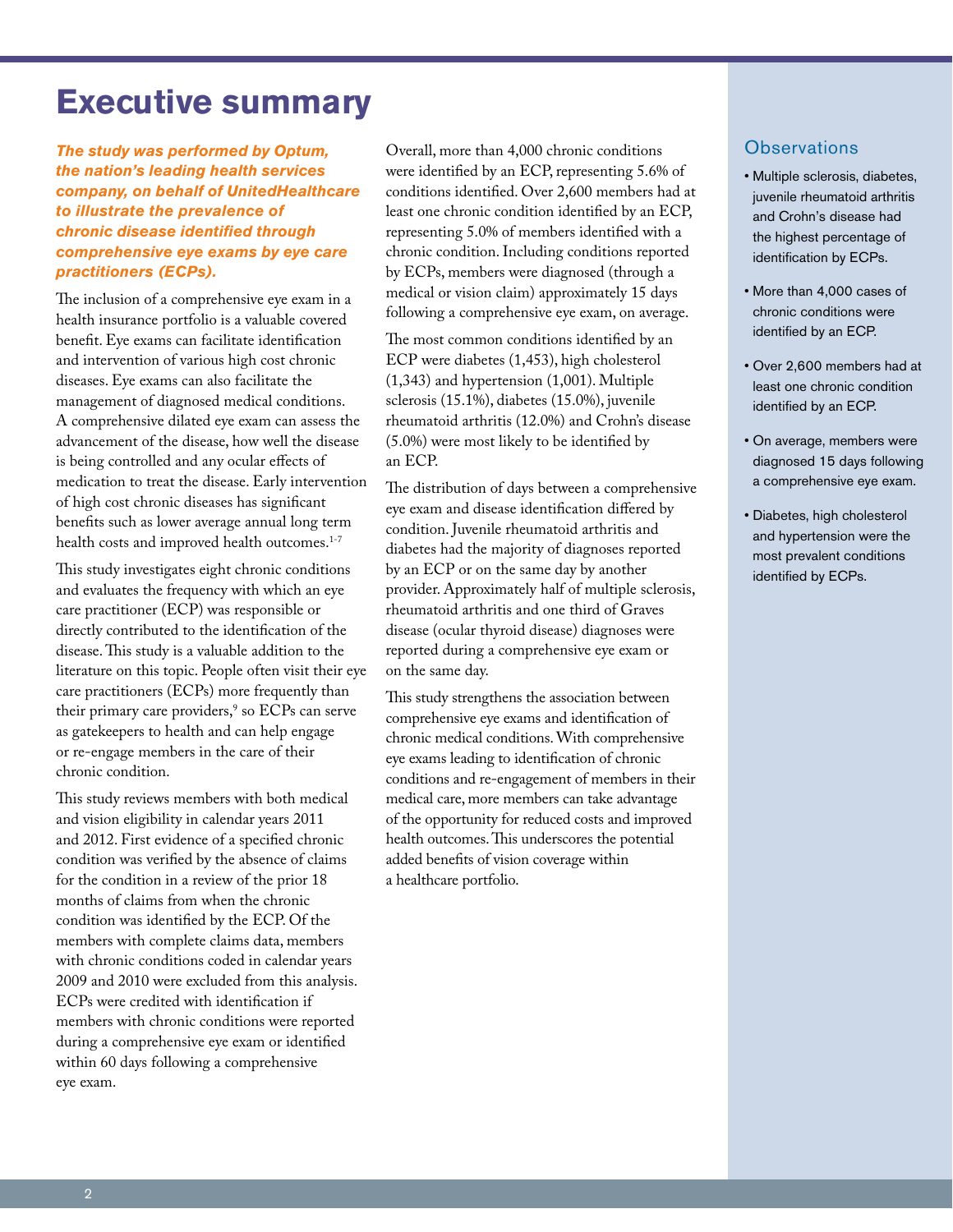# Executive summary

***The study was performed by Optum, the nation's leading health services company, on behalf of UnitedHealthcare to illustrate the prevalence of chronic disease identified through comprehensive eye exams by eye care practitioners (ECPs).***

The inclusion of a comprehensive eye exam in a health insurance portfolio is a valuable covered benefit. Eye exams can facilitate identification and intervention of various high cost chronic diseases. Eye exams can also facilitate the management of diagnosed medical conditions. A comprehensive dilated eye exam can assess the advancement of the disease, how well the disease is being controlled and any ocular effects of medication to treat the disease. Early intervention of high cost chronic diseases has significant benefits such as lower average annual long term health costs and improved health outcomes.[1-7]

This study investigates eight chronic conditions and evaluates the frequency with which an eye care practitioner (ECP) was responsible or directly contributed to the identification of the disease. This study is a valuable addition to the literature on this topic. People often visit their eye care practitioners (ECPs) more frequently than their primary care providers,[9] so ECPs can serve as gatekeepers to health and can help engage or re-engage members in the care of their chronic condition.

This study reviews members with both medical and vision eligibility in calendar years 2011 and 2012. First evidence of a specified chronic condition was verified by the absence of claims for the condition in a review of the prior 18 months of claims from when the chronic condition was identified by the ECP. Of the members with complete claims data, members with chronic conditions coded in calendar years 2009 and 2010 were excluded from this analysis. ECPs were credited with identification if members with chronic conditions were reported during a comprehensive eye exam or identified within 60 days following a comprehensive eye exam.

Overall, more than 4,000 chronic conditions were identified by an ECP, representing 5.6% of conditions identified. Over 2,600 members had at least one chronic condition identified by an ECP, representing 5.0% of members identified with a chronic condition. Including conditions reported by ECPs, members were diagnosed (through a medical or vision claim) approximately 15 days following a comprehensive eye exam, on average.

The most common conditions identified by an ECP were diabetes (1,453), high cholesterol (1,343) and hypertension (1,001). Multiple sclerosis (15.1%), diabetes (15.0%), juvenile rheumatoid arthritis (12.0%) and Crohn's disease (5.0%) were most likely to be identified by an ECP.

The distribution of days between a comprehensive eye exam and disease identification differed by condition. Juvenile rheumatoid arthritis and diabetes had the majority of diagnoses reported by an ECP or on the same day by another provider. Approximately half of multiple sclerosis, rheumatoid arthritis and one third of Graves disease (ocular thyroid disease) diagnoses were reported during a comprehensive eye exam or on the same day.

This study strengthens the association between comprehensive eye exams and identification of chronic medical conditions. With comprehensive eye exams leading to identification of chronic conditions and re-engagement of members in their medical care, more members can take advantage of the opportunity for reduced costs and improved health outcomes. This underscores the potential added benefits of vision coverage within a healthcare portfolio.

## Observations

- Multiple sclerosis, diabetes, juvenile rheumatoid arthritis and Crohn's disease had the highest percentage of identification by ECPs.
- More than 4,000 cases of chronic conditions were identified by an ECP.
- Over 2,600 members had at least one chronic condition identified by an ECP.
- On average, members were diagnosed 15 days following a comprehensive eye exam.
- Diabetes, high cholesterol and hypertension were the most prevalent conditions identified by ECPs.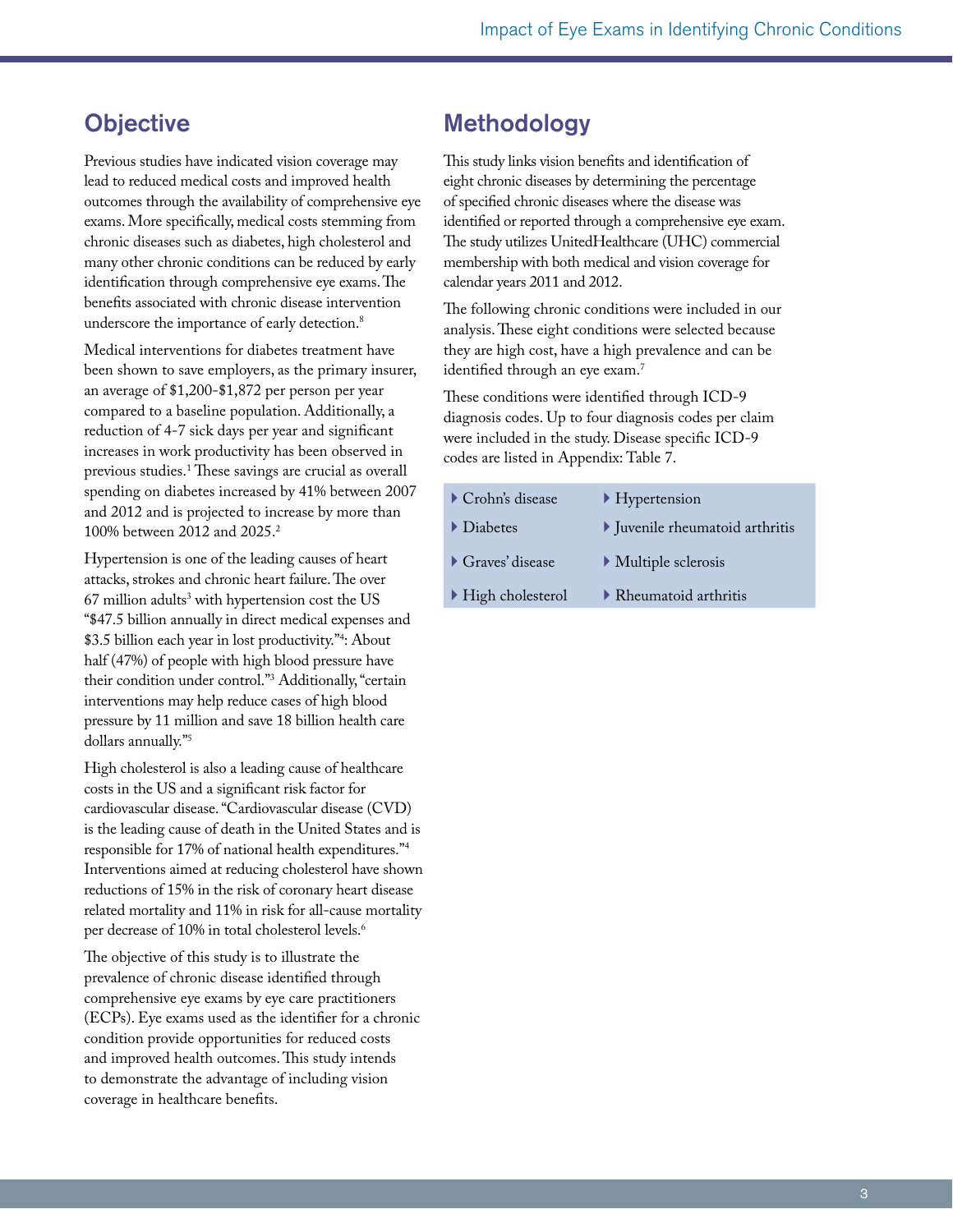## Objective

Previous studies have indicated vision coverage may lead to reduced medical costs and improved health outcomes through the availability of comprehensive eye exams. More specifically, medical costs stemming from chronic diseases such as diabetes, high cholesterol and many other chronic conditions can be reduced by early identification through comprehensive eye exams. The benefits associated with chronic disease intervention underscore the importance of early detection.[8]

Medical interventions for diabetes treatment have been shown to save employers, as the primary insurer, an average of $1,200-$1,872 per person per year compared to a baseline population. Additionally, a reduction of 4-7 sick days per year and significant increases in work productivity has been observed in previous studies.[1] These savings are crucial as overall spending on diabetes increased by 41% between 2007 and 2012 and is projected to increase by more than 100% between 2012 and 2025.[2]

Hypertension is one of the leading causes of heart attacks, strokes and chronic heart failure. The over 67 million adults[3] with hypertension cost the US "$47.5 billion annually in direct medical expenses and $3.5 billion each year in lost productivity."[4]: About half (47%) of people with high blood pressure have their condition under control."[3] Additionally, "certain interventions may help reduce cases of high blood pressure by 11 million and save 18 billion health care dollars annually."[5]

High cholesterol is also a leading cause of healthcare costs in the US and a significant risk factor for cardiovascular disease. "Cardiovascular disease (CVD) is the leading cause of death in the United States and is responsible for 17% of national health expenditures."[4] Interventions aimed at reducing cholesterol have shown reductions of 15% in the risk of coronary heart disease related mortality and 11% in risk for all-cause mortality per decrease of 10% in total cholesterol levels.[6]

The objective of this study is to illustrate the prevalence of chronic disease identified through comprehensive eye exams by eye care practitioners (ECPs). Eye exams used as the identifier for a chronic condition provide opportunities for reduced costs and improved health outcomes. This study intends to demonstrate the advantage of including vision coverage in healthcare benefits.

## Methodology

This study links vision benefits and identification of eight chronic diseases by determining the percentage of specified chronic diseases where the disease was identified or reported through a comprehensive eye exam. The study utilizes UnitedHealthcare (UHC) commercial membership with both medical and vision coverage for calendar years 2011 and 2012.

The following chronic conditions were included in our analysis. These eight conditions were selected because they are high cost, have a high prevalence and can be identified through an eye exam.[7]

These conditions were identified through ICD-9 diagnosis codes. Up to four diagnosis codes per claim were included in the study. Disease specific ICD-9 codes are listed in Appendix: Table 7.

- Crohn's disease
- Diabetes
- Graves' disease
- High cholesterol
- Hypertension
- Juvenile rheumatoid arthritis
- Multiple sclerosis
- Rheumatoid arthritis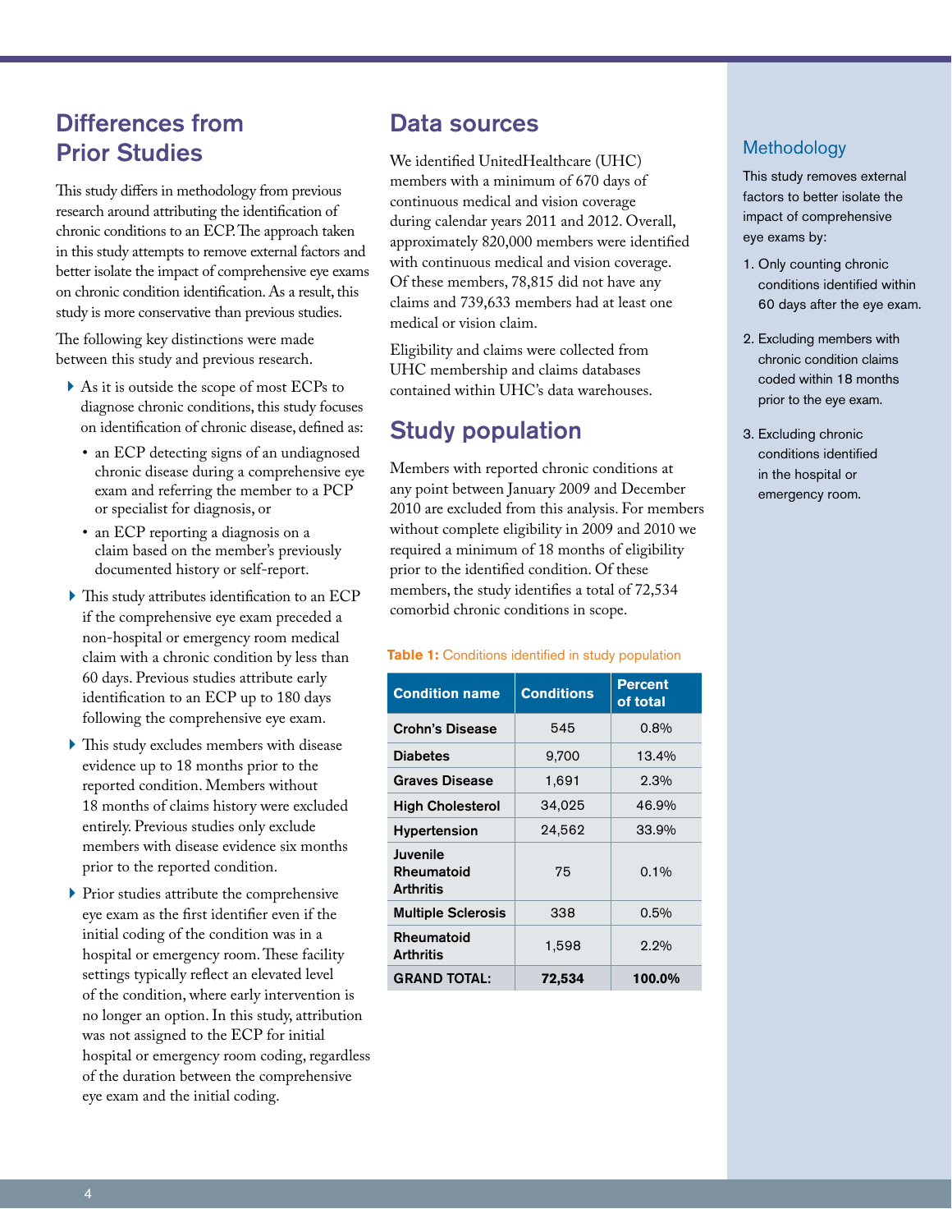## Differences from Prior Studies

This study differs in methodology from previous research around attributing the identification of chronic conditions to an ECP. The approach taken in this study attempts to remove external factors and better isolate the impact of comprehensive eye exams on chronic condition identification. As a result, this study is more conservative than previous studies.

The following key distinctions were made between this study and previous research.

- As it is outside the scope of most ECPs to diagnose chronic conditions, this study focuses on identification of chronic disease, defined as:
  - an ECP detecting signs of an undiagnosed chronic disease during a comprehensive eye exam and referring the member to a PCP or specialist for diagnosis, or
  - an ECP reporting a diagnosis on a claim based on the member's previously documented history or self-report.
- This study attributes identification to an ECP if the comprehensive eye exam preceded a non-hospital or emergency room medical claim with a chronic condition by less than 60 days. Previous studies attribute early identification to an ECP up to 180 days following the comprehensive eye exam.
- This study excludes members with disease evidence up to 18 months prior to the reported condition. Members without 18 months of claims history were excluded entirely. Previous studies only exclude members with disease evidence six months prior to the reported condition.
- Prior studies attribute the comprehensive eye exam as the first identifier even if the initial coding of the condition was in a hospital or emergency room. These facility settings typically reflect an elevated level of the condition, where early intervention is no longer an option. In this study, attribution was not assigned to the ECP for initial hospital or emergency room coding, regardless of the duration between the comprehensive eye exam and the initial coding.

## Data sources

We identified UnitedHealthcare (UHC) members with a minimum of 670 days of continuous medical and vision coverage during calendar years 2011 and 2012. Overall, approximately 820,000 members were identified with continuous medical and vision coverage. Of these members, 78,815 did not have any claims and 739,633 members had at least one medical or vision claim.

Eligibility and claims were collected from UHC membership and claims databases contained within UHC's data warehouses.

## Study population

Members with reported chronic conditions at any point between January 2009 and December 2010 are excluded from this analysis. For members without complete eligibility in 2009 and 2010 we required a minimum of 18 months of eligibility prior to the identified condition. Of these members, the study identifies a total of 72,534 comorbid chronic conditions in scope.

**Table 1:** Conditions identified in study population

| Condition name | Conditions | Percent of total |
|---|---|---|
| Crohn's Disease | 545 | 0.8% |
| Diabetes | 9,700 | 13.4% |
| Graves Disease | 1,691 | 2.3% |
| High Cholesterol | 34,025 | 46.9% |
| Hypertension | 24,562 | 33.9% |
| Juvenile Rheumatoid Arthritis | 75 | 0.1% |
| Multiple Sclerosis | 338 | 0.5% |
| Rheumatoid Arthritis | 1,598 | 2.2% |
| **GRAND TOTAL:** | **72,534** | **100.0%** |

### Methodology

This study removes external factors to better isolate the impact of comprehensive eye exams by:

1. Only counting chronic conditions identified within 60 days after the eye exam.
2. Excluding members with chronic condition claims coded within 18 months prior to the eye exam.
3. Excluding chronic conditions identified in the hospital or emergency room.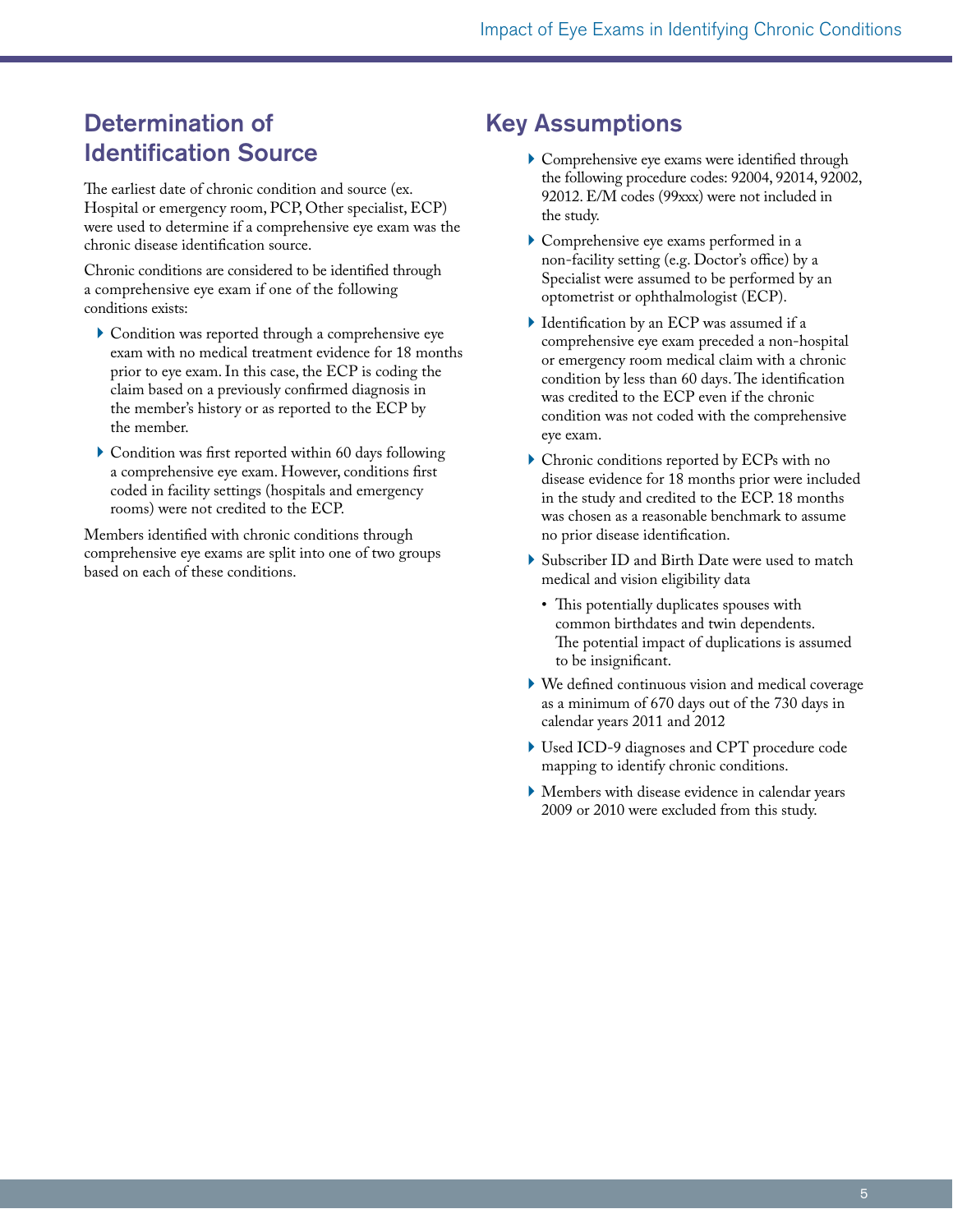## Determination of Identification Source

The earliest date of chronic condition and source (ex. Hospital or emergency room, PCP, Other specialist, ECP) were used to determine if a comprehensive eye exam was the chronic disease identification source.

Chronic conditions are considered to be identified through a comprehensive eye exam if one of the following conditions exists:

- Condition was reported through a comprehensive eye exam with no medical treatment evidence for 18 months prior to eye exam. In this case, the ECP is coding the claim based on a previously confirmed diagnosis in the member's history or as reported to the ECP by the member.
- Condition was first reported within 60 days following a comprehensive eye exam. However, conditions first coded in facility settings (hospitals and emergency rooms) were not credited to the ECP.

Members identified with chronic conditions through comprehensive eye exams are split into one of two groups based on each of these conditions.

## Key Assumptions

- Comprehensive eye exams were identified through the following procedure codes: 92004, 92014, 92002, 92012. E/M codes (99xxx) were not included in the study.
- Comprehensive eye exams performed in a non-facility setting (e.g. Doctor's office) by a Specialist were assumed to be performed by an optometrist or ophthalmologist (ECP).
- Identification by an ECP was assumed if a comprehensive eye exam preceded a non-hospital or emergency room medical claim with a chronic condition by less than 60 days. The identification was credited to the ECP even if the chronic condition was not coded with the comprehensive eye exam.
- Chronic conditions reported by ECPs with no disease evidence for 18 months prior were included in the study and credited to the ECP. 18 months was chosen as a reasonable benchmark to assume no prior disease identification.
- Subscriber ID and Birth Date were used to match medical and vision eligibility data
  - This potentially duplicates spouses with common birthdates and twin dependents. The potential impact of duplications is assumed to be insignificant.
- We defined continuous vision and medical coverage as a minimum of 670 days out of the 730 days in calendar years 2011 and 2012
- Used ICD-9 diagnoses and CPT procedure code mapping to identify chronic conditions.
- Members with disease evidence in calendar years 2009 or 2010 were excluded from this study.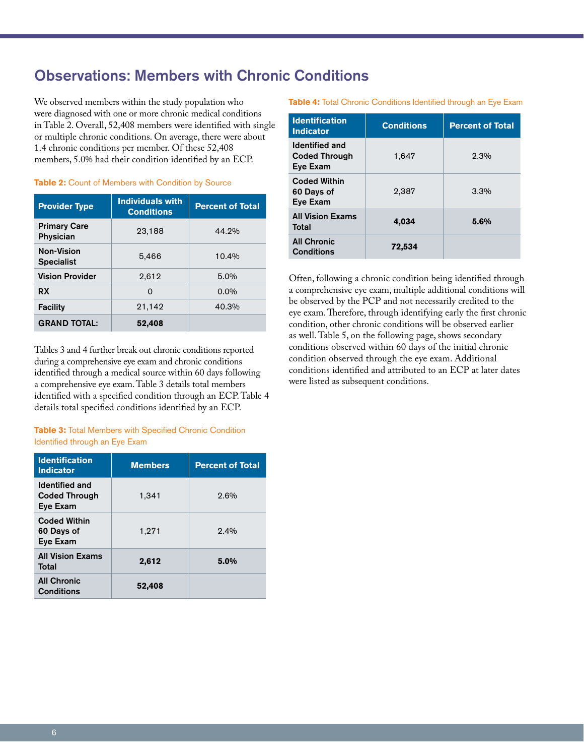## Observations: Members with Chronic Conditions

We observed members within the study population who were diagnosed with one or more chronic medical conditions in Table 2. Overall, 52,408 members were identified with single or multiple chronic conditions. On average, there were about 1.4 chronic conditions per member. Of these 52,408 members, 5.0% had their condition identified by an ECP.

**Table 2:** Count of Members with Condition by Source

| Provider Type | Individuals with Conditions | Percent of Total |
|---|---|---|
| Primary Care Physician | 23,188 | 44.2% |
| Non-Vision Specialist | 5,466 | 10.4% |
| Vision Provider | 2,612 | 5.0% |
| RX | 0 | 0.0% |
| Facility | 21,142 | 40.3% |
| **GRAND TOTAL:** | **52,408** | |

Tables 3 and 4 further break out chronic conditions reported during a comprehensive eye exam and chronic conditions identified through a medical source within 60 days following a comprehensive eye exam. Table 3 details total members identified with a specified condition through an ECP. Table 4 details total specified conditions identified by an ECP.

**Table 3:** Total Members with Specified Chronic Condition Identified through an Eye Exam

| Identification Indicator | Members | Percent of Total |
|---|---|---|
| Identified and Coded Through Eye Exam | 1,341 | 2.6% |
| Coded Within 60 Days of Eye Exam | 1,271 | 2.4% |
| All Vision Exams Total | **2,612** | **5.0%** |
| All Chronic Conditions | **52,408** | |

**Table 4:** Total Chronic Conditions Identified through an Eye Exam

| Identification Indicator | Conditions | Percent of Total |
|---|---|---|
| Identified and Coded Through Eye Exam | 1,647 | 2.3% |
| Coded Within 60 Days of Eye Exam | 2,387 | 3.3% |
| All Vision Exams Total | **4,034** | **5.6%** |
| All Chronic Conditions | **72,534** | |

Often, following a chronic condition being identified through a comprehensive eye exam, multiple additional conditions will be observed by the PCP and not necessarily credited to the eye exam. Therefore, through identifying early the first chronic condition, other chronic conditions will be observed earlier as well. Table 5, on the following page, shows secondary conditions observed within 60 days of the initial chronic condition observed through the eye exam. Additional conditions identified and attributed to an ECP at later dates were listed as subsequent conditions.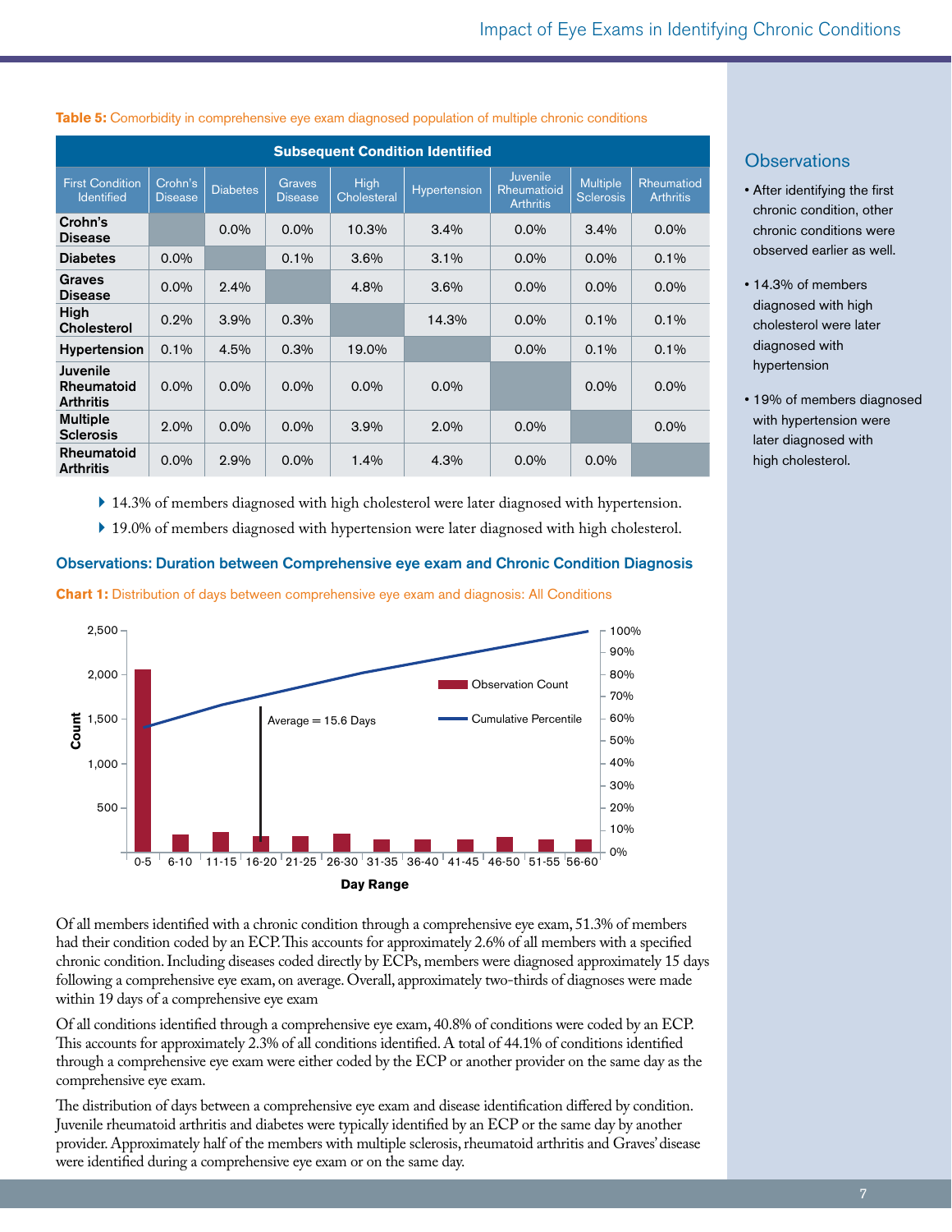**Table 5:** Comorbidity in comprehensive eye exam diagnosed population of multiple chronic conditions

| First Condition Identified | Subsequent Condition Identified | | | | | | | |
|---|---|---|---|---|---|---|---|---|
| | Crohn's Disease | Diabetes | Graves Disease | High Cholesteral | Hypertension | Juvenile Rheumatoid Arthritis | Multiple Sclerosis | Rheumatiod Arthritis |
| **Crohn's Disease** | | 0.0% | 0.0% | 10.3% | 3.4% | 0.0% | 3.4% | 0.0% |
| **Diabetes** | 0.0% | | 0.1% | 3.6% | 3.1% | 0.0% | 0.0% | 0.1% |
| **Graves Disease** | 0.0% | 2.4% | | 4.8% | 3.6% | 0.0% | 0.0% | 0.0% |
| **High Cholesterol** | 0.2% | 3.9% | 0.3% | | 14.3% | 0.0% | 0.1% | 0.1% |
| **Hypertension** | 0.1% | 4.5% | 0.3% | 19.0% | | 0.0% | 0.1% | 0.1% |
| **Juvenile Rheumatoid Arthritis** | 0.0% | 0.0% | 0.0% | 0.0% | 0.0% | | 0.0% | 0.0% |
| **Multiple Sclerosis** | 2.0% | 0.0% | 0.0% | 3.9% | 2.0% | 0.0% | | 0.0% |
| **Rheumatoid Arthritis** | 0.0% | 2.9% | 0.0% | 1.4% | 4.3% | 0.0% | 0.0% | |

- 14.3% of members diagnosed with high cholesterol were later diagnosed with hypertension.
- 19.0% of members diagnosed with hypertension were later diagnosed with high cholesterol.

## Observations: Duration between Comprehensive eye exam and Chronic Condition Diagnosis

**Chart 1:** Distribution of days between comprehensive eye exam and diagnosis: All Conditions

Of all members identified with a chronic condition through a comprehensive eye exam, 51.3% of members had their condition coded by an ECP. This accounts for approximately 2.6% of all members with a specified chronic condition. Including diseases coded directly by ECPs, members were diagnosed approximately 15 days following a comprehensive eye exam, on average. Overall, approximately two-thirds of diagnoses were made within 19 days of a comprehensive eye exam

Of all conditions identified through a comprehensive eye exam, 40.8% of conditions were coded by an ECP. This accounts for approximately 2.3% of all conditions identified. A total of 44.1% of conditions identified through a comprehensive eye exam were either coded by the ECP or another provider on the same day as the comprehensive eye exam.

The distribution of days between a comprehensive eye exam and disease identification differed by condition. Juvenile rheumatoid arthritis and diabetes were typically identified by an ECP or the same day by another provider. Approximately half of the members with multiple sclerosis, rheumatoid arthritis and Graves' disease were identified during a comprehensive eye exam or on the same day.

## Observations

- After identifying the first chronic condition, other chronic conditions were observed earlier as well.
- 14.3% of members diagnosed with high cholesterol were later diagnosed with hypertension
- 19% of members diagnosed with hypertension were later diagnosed with high cholesterol.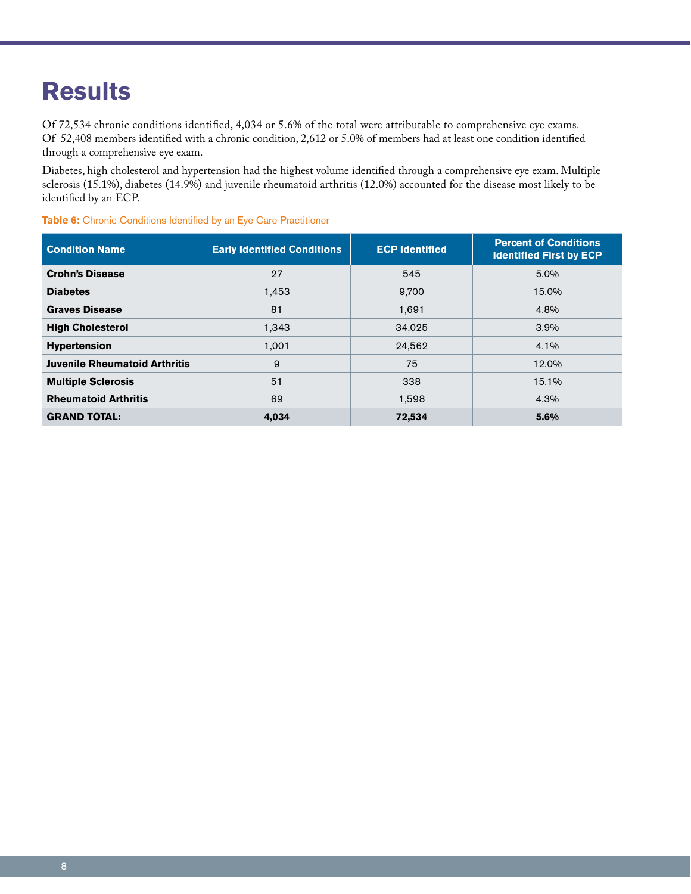# Results

Of 72,534 chronic conditions identified, 4,034 or 5.6% of the total were attributable to comprehensive eye exams. Of 52,408 members identified with a chronic condition, 2,612 or 5.0% of members had at least one condition identified through a comprehensive eye exam.

Diabetes, high cholesterol and hypertension had the highest volume identified through a comprehensive eye exam. Multiple sclerosis (15.1%), diabetes (14.9%) and juvenile rheumatoid arthritis (12.0%) accounted for the disease most likely to be identified by an ECP.

**Table 6:** Chronic Conditions Identified by an Eye Care Practitioner

| Condition Name | Early Identified Conditions | ECP Identified | Percent of Conditions Identified First by ECP |
|---|---|---|---|
| **Crohn's Disease** | 27 | 545 | 5.0% |
| **Diabetes** | 1,453 | 9,700 | 15.0% |
| **Graves Disease** | 81 | 1,691 | 4.8% |
| **High Cholesterol** | 1,343 | 34,025 | 3.9% |
| **Hypertension** | 1,001 | 24,562 | 4.1% |
| **Juvenile Rheumatoid Arthritis** | 9 | 75 | 12.0% |
| **Multiple Sclerosis** | 51 | 338 | 15.1% |
| **Rheumatoid Arthritis** | 69 | 1,598 | 4.3% |
| **GRAND TOTAL:** | **4,034** | **72,534** | **5.6%** |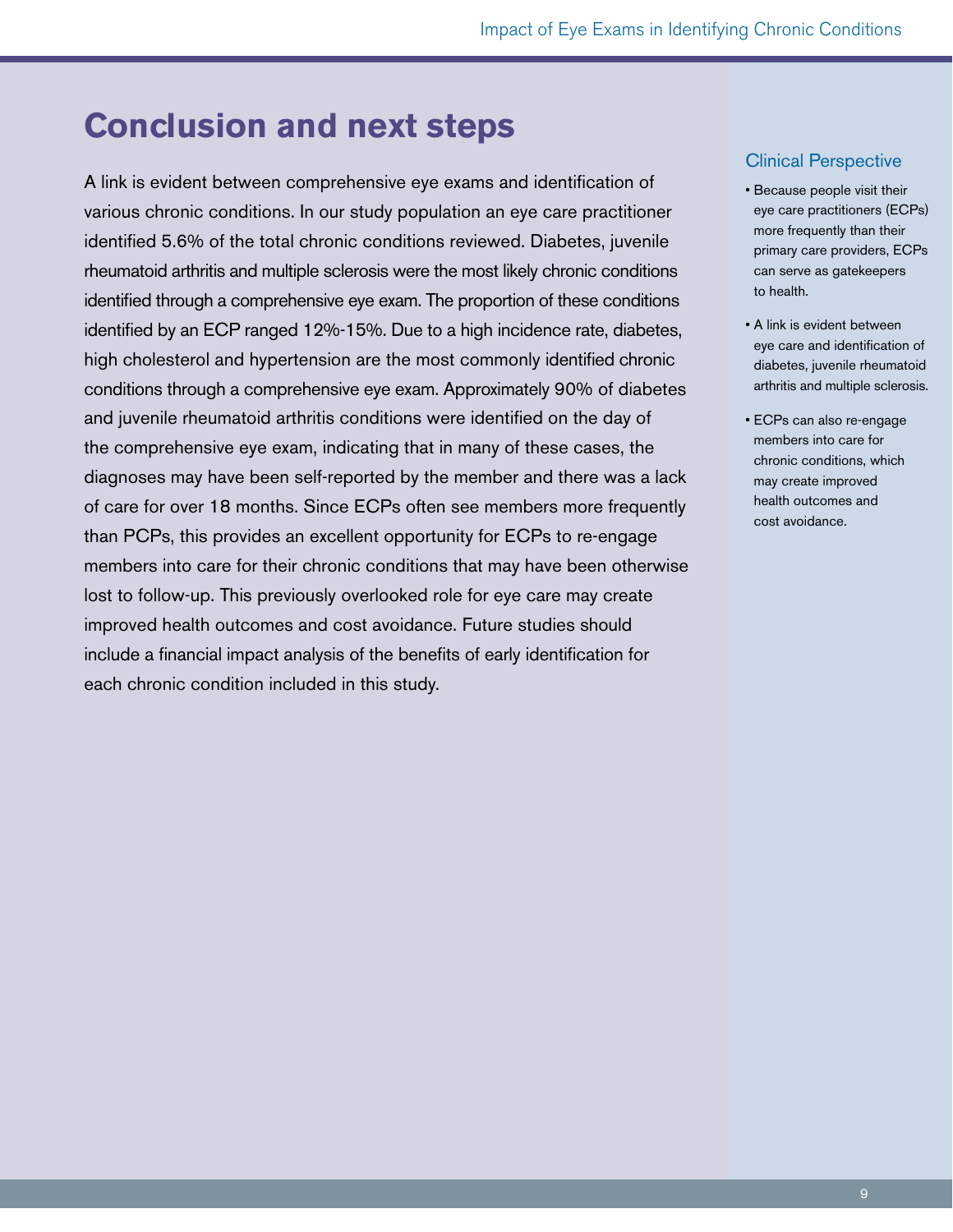## Conclusion and next steps

A link is evident between comprehensive eye exams and identification of various chronic conditions. In our study population an eye care practitioner identified 5.6% of the total chronic conditions reviewed. Diabetes, juvenile rheumatoid arthritis and multiple sclerosis were the most likely chronic conditions identified through a comprehensive eye exam. The proportion of these conditions identified by an ECP ranged 12%-15%. Due to a high incidence rate, diabetes, high cholesterol and hypertension are the most commonly identified chronic conditions through a comprehensive eye exam. Approximately 90% of diabetes and juvenile rheumatoid arthritis conditions were identified on the day of the comprehensive eye exam, indicating that in many of these cases, the diagnoses may have been self-reported by the member and there was a lack of care for over 18 months. Since ECPs often see members more frequently than PCPs, this provides an excellent opportunity for ECPs to re-engage members into care for their chronic conditions that may have been otherwise lost to follow-up. This previously overlooked role for eye care may create improved health outcomes and cost avoidance. Future studies should include a financial impact analysis of the benefits of early identification for each chronic condition included in this study.

### Clinical Perspective

- Because people visit their eye care practitioners (ECPs) more frequently than their primary care providers, ECPs can serve as gatekeepers to health.
- A link is evident between eye care and identification of diabetes, juvenile rheumatoid arthritis and multiple sclerosis.
- ECPs can also re-engage members into care for chronic conditions, which may create improved health outcomes and cost avoidance.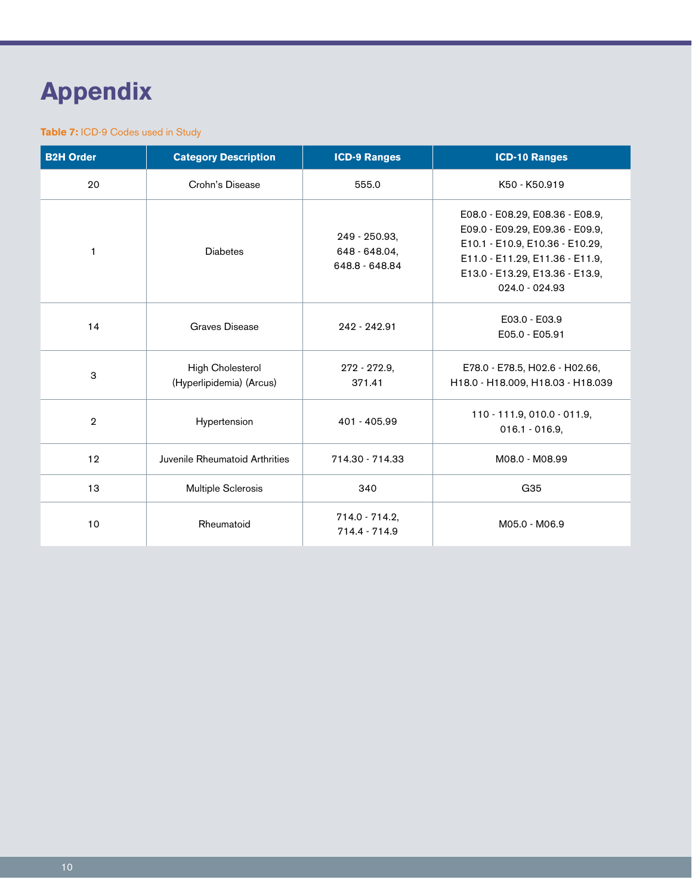# Appendix

**Table 7:** ICD-9 Codes used in Study

| B2H Order | Category Description | ICD-9 Ranges | ICD-10 Ranges |
|---|---|---|---|
| 20 | Crohn's Disease | 555.0 | K50 - K50.919 |
| 1 | Diabetes | 249 - 250.93, 648 - 648.04, 648.8 - 648.84 | E08.0 - E08.29, E08.36 - E08.9, E09.0 - E09.29, E09.36 - E09.9, E10.1 - E10.9, E10.36 - E10.29, E11.0 - E11.29, E11.36 - E11.9, E13.0 - E13.29, E13.36 - E13.9, 024.0 - 024.93 |
| 14 | Graves Disease | 242 - 242.91 | E03.0 - E03.9 E05.0 - E05.91 |
| 3 | High Cholesterol (Hyperlipidemia) (Arcus) | 272 - 272.9, 371.41 | E78.0 - E78.5, H02.6 - H02.66, H18.0 - H18.009, H18.03 - H18.039 |
| 2 | Hypertension | 401 - 405.99 | 110 - 111.9, 010.0 - 011.9, 016.1 - 016.9, |
| 12 | Juvenile Rheumatoid Arthrities | 714.30 - 714.33 | M08.0 - M08.99 |
| 13 | Multiple Sclerosis | 340 | G35 |
| 10 | Rheumatoid | 714.0 - 714.2, 714.4 - 714.9 | M05.0 - M06.9 |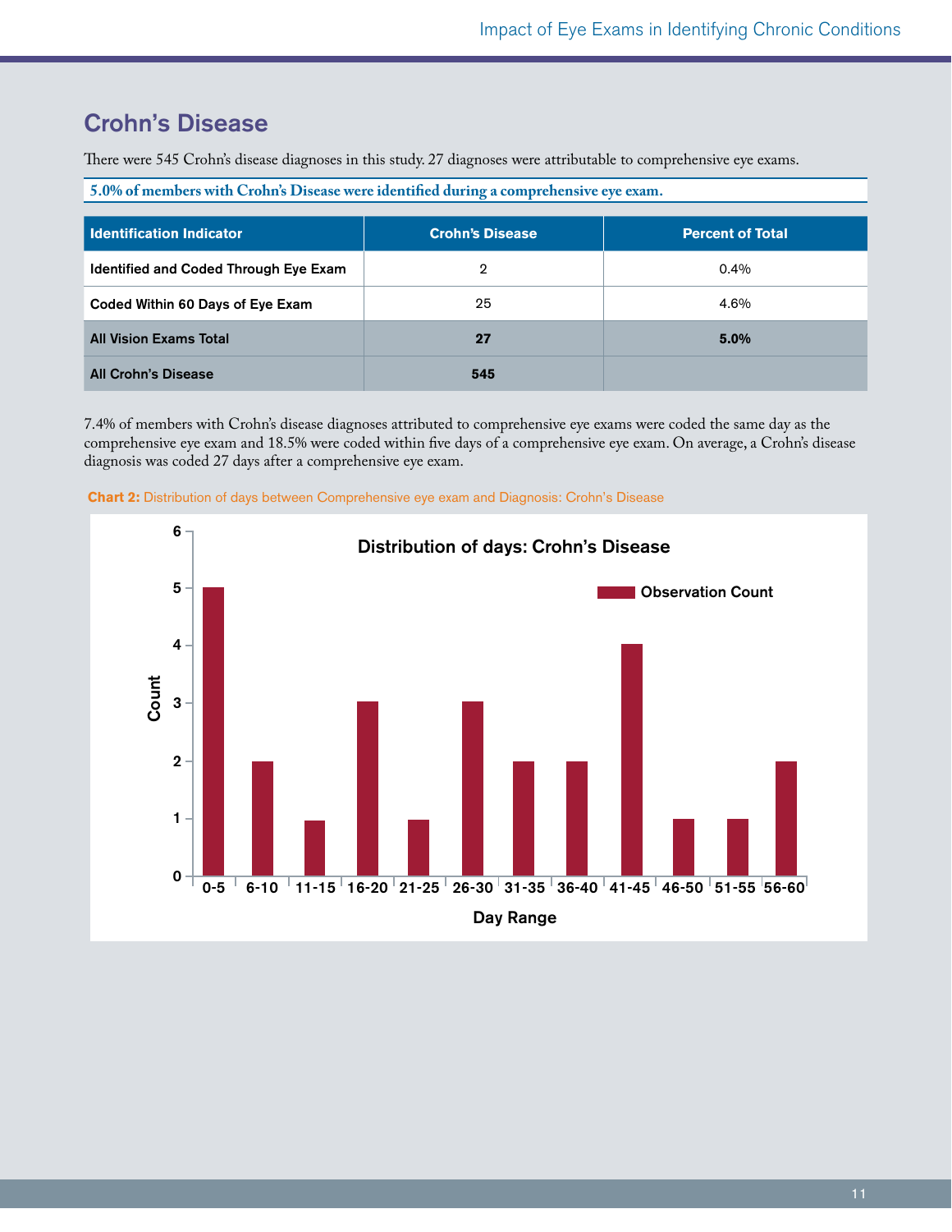## Crohn's Disease

There were 545 Crohn's disease diagnoses in this study. 27 diagnoses were attributable to comprehensive eye exams.

**5.0% of members with Crohn's Disease were identified during a comprehensive eye exam.**

| Identification Indicator | Crohn's Disease | Percent of Total |
|---|---|---|
| Identified and Coded Through Eye Exam | 2 | 0.4% |
| Coded Within 60 Days of Eye Exam | 25 | 4.6% |
| **All Vision Exams Total** | **27** | **5.0%** |
| **All Crohn's Disease** | **545** | |

7.4% of members with Crohn's disease diagnoses attributed to comprehensive eye exams were coded the same day as the comprehensive eye exam and 18.5% were coded within five days of a comprehensive eye exam. On average, a Crohn's disease diagnosis was coded 27 days after a comprehensive eye exam.

**Chart 2:** Distribution of days between Comprehensive eye exam and Diagnosis: Crohn's Disease

Distribution of days: Crohn's Disease

| Day Range | Observation Count |
|---|---|
| 0-5 | 5 |
| 6-10 | 2 |
| 11-15 | 1 |
| 16-20 | 3 |
| 21-25 | 1 |
| 26-30 | 3 |
| 31-35 | 2 |
| 36-40 | 2 |
| 41-45 | 4 |
| 46-50 | 1 |
| 51-55 | 1 |
| 56-60 | 2 |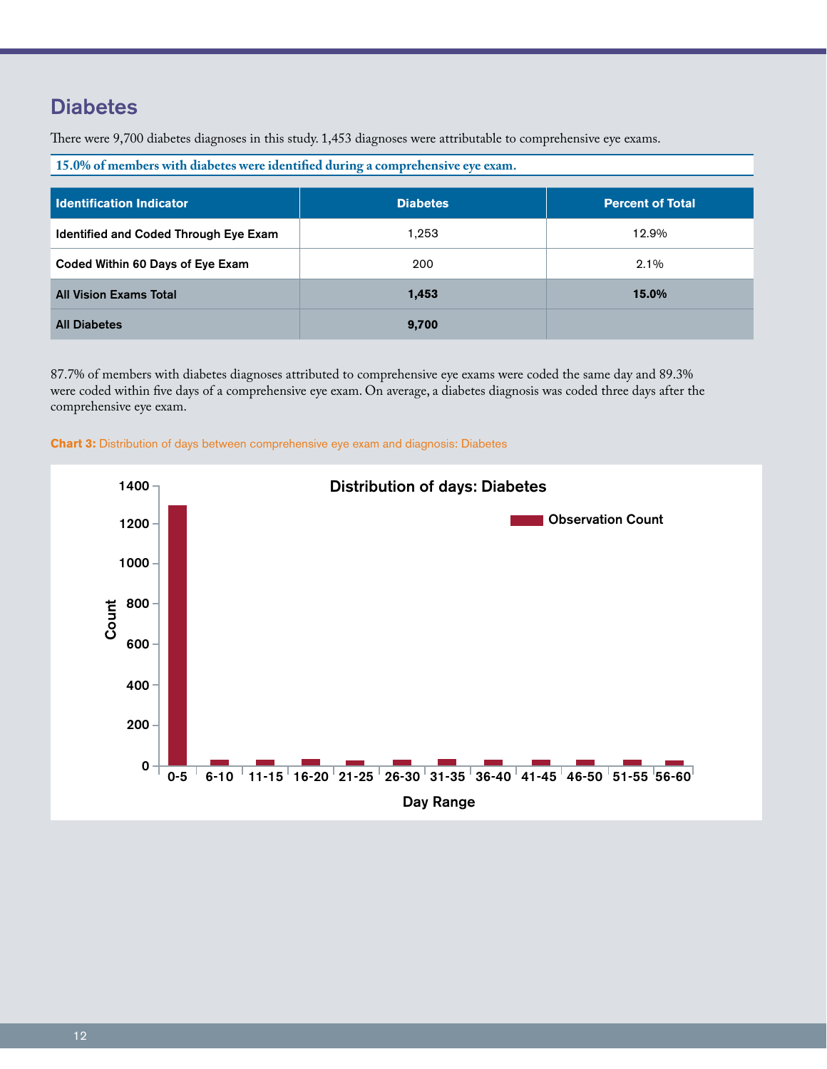## Diabetes

There were 9,700 diabetes diagnoses in this study. 1,453 diagnoses were attributable to comprehensive eye exams.

**15.0% of members with diabetes were identified during a comprehensive eye exam.**

| Identification Indicator | Diabetes | Percent of Total |
| --- | --- | --- |
| Identified and Coded Through Eye Exam | 1,253 | 12.9% |
| Coded Within 60 Days of Eye Exam | 200 | 2.1% |
| **All Vision Exams Total** | **1,453** | **15.0%** |
| **All Diabetes** | **9,700** | |

87.7% of members with diabetes diagnoses attributed to comprehensive eye exams were coded the same day and 89.3% were coded within five days of a comprehensive eye exam. On average, a diabetes diagnosis was coded three days after the comprehensive eye exam.

**Chart 3:** Distribution of days between comprehensive eye exam and diagnosis: Diabetes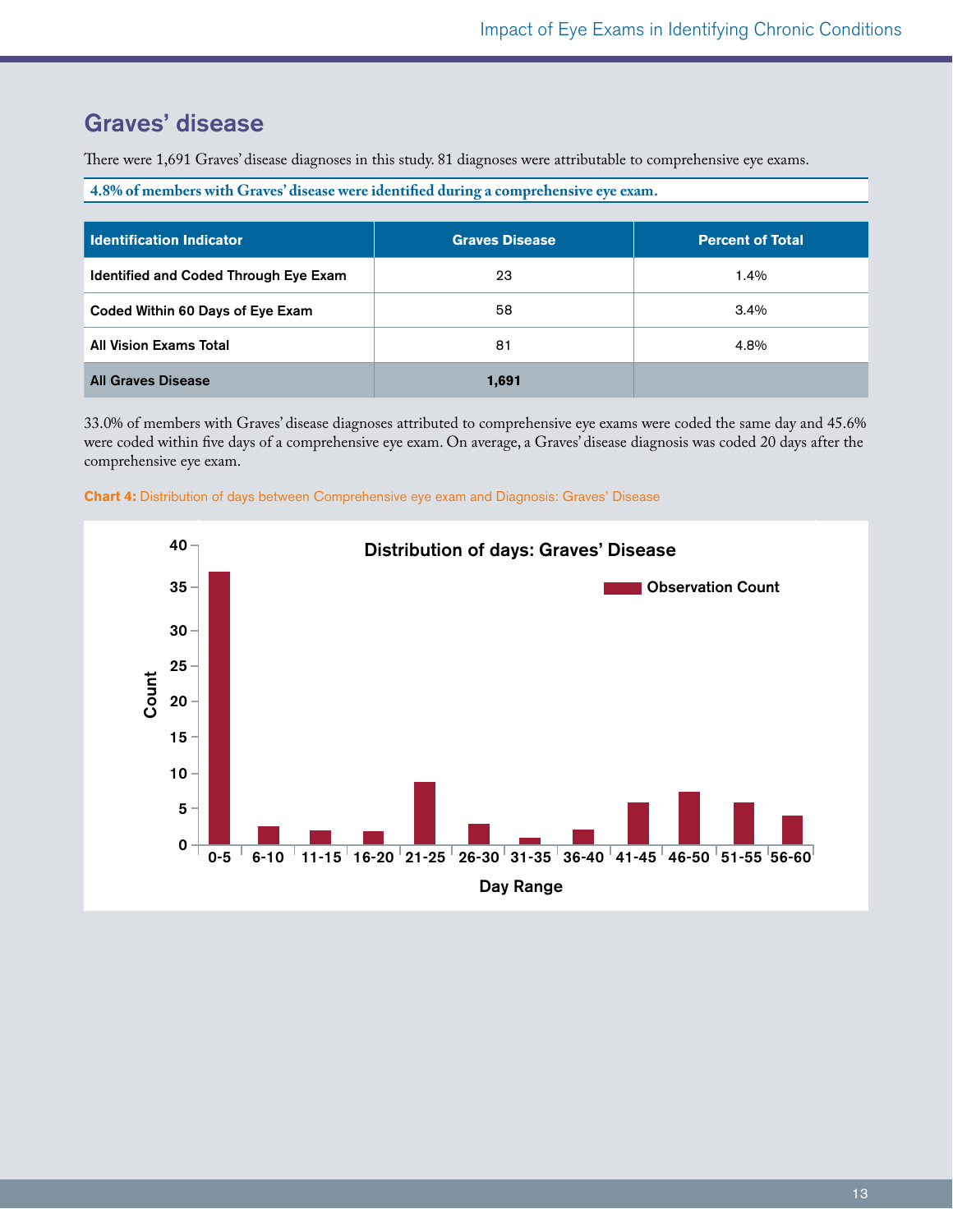## Graves' disease

There were 1,691 Graves' disease diagnoses in this study. 81 diagnoses were attributable to comprehensive eye exams.

**4.8% of members with Graves' disease were identified during a comprehensive eye exam.**

| Identification Indicator | Graves Disease | Percent of Total |
|---|---|---|
| Identified and Coded Through Eye Exam | 23 | 1.4% |
| Coded Within 60 Days of Eye Exam | 58 | 3.4% |
| All Vision Exams Total | 81 | 4.8% |
| **All Graves Disease** | **1,691** | |

33.0% of members with Graves' disease diagnoses attributed to comprehensive eye exams were coded the same day and 45.6% were coded within five days of a comprehensive eye exam. On average, a Graves' disease diagnosis was coded 20 days after the comprehensive eye exam.

**Chart 4:** Distribution of days between Comprehensive eye exam and Diagnosis: Graves' Disease

Distribution of days: Graves' Disease

Observation Count

Count

Day Range

0-5, 6-10, 11-15, 16-20, 21-25, 26-30, 31-35, 36-40, 41-45, 46-50, 51-55, 56-60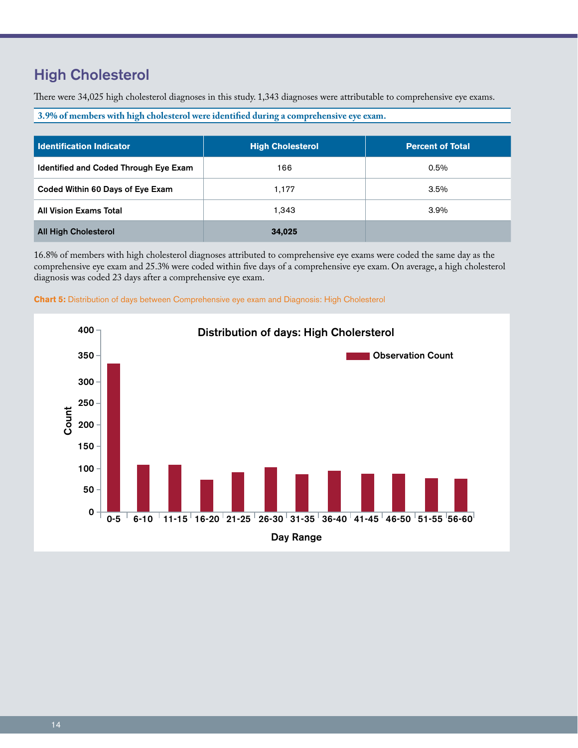## High Cholesterol

There were 34,025 high cholesterol diagnoses in this study. 1,343 diagnoses were attributable to comprehensive eye exams.

**3.9% of members with high cholesterol were identified during a comprehensive eye exam.**

| Identification Indicator | High Cholesterol | Percent of Total |
|---|---|---|
| Identified and Coded Through Eye Exam | 166 | 0.5% |
| Coded Within 60 Days of Eye Exam | 1,177 | 3.5% |
| All Vision Exams Total | 1,343 | 3.9% |
| **All High Cholesterol** | **34,025** | |

16.8% of members with high cholesterol diagnoses attributed to comprehensive eye exams were coded the same day as the comprehensive eye exam and 25.3% were coded within five days of a comprehensive eye exam. On average, a high cholesterol diagnosis was coded 23 days after a comprehensive eye exam.

**Chart 5:** Distribution of days between Comprehensive eye exam and Diagnosis: High Cholesterol

Distribution of days: High Cholersterol

| Day Range | Observation Count |
|---|---|
| 0-5 | ~335 |
| 6-10 | ~108 |
| 11-15 | ~108 |
| 16-20 | ~73 |
| 21-25 | ~91 |
| 26-30 | ~102 |
| 31-35 | ~86 |
| 36-40 | ~94 |
| 41-45 | ~87 |
| 46-50 | ~87 |
| 51-55 | ~77 |
| 56-60 | ~75 |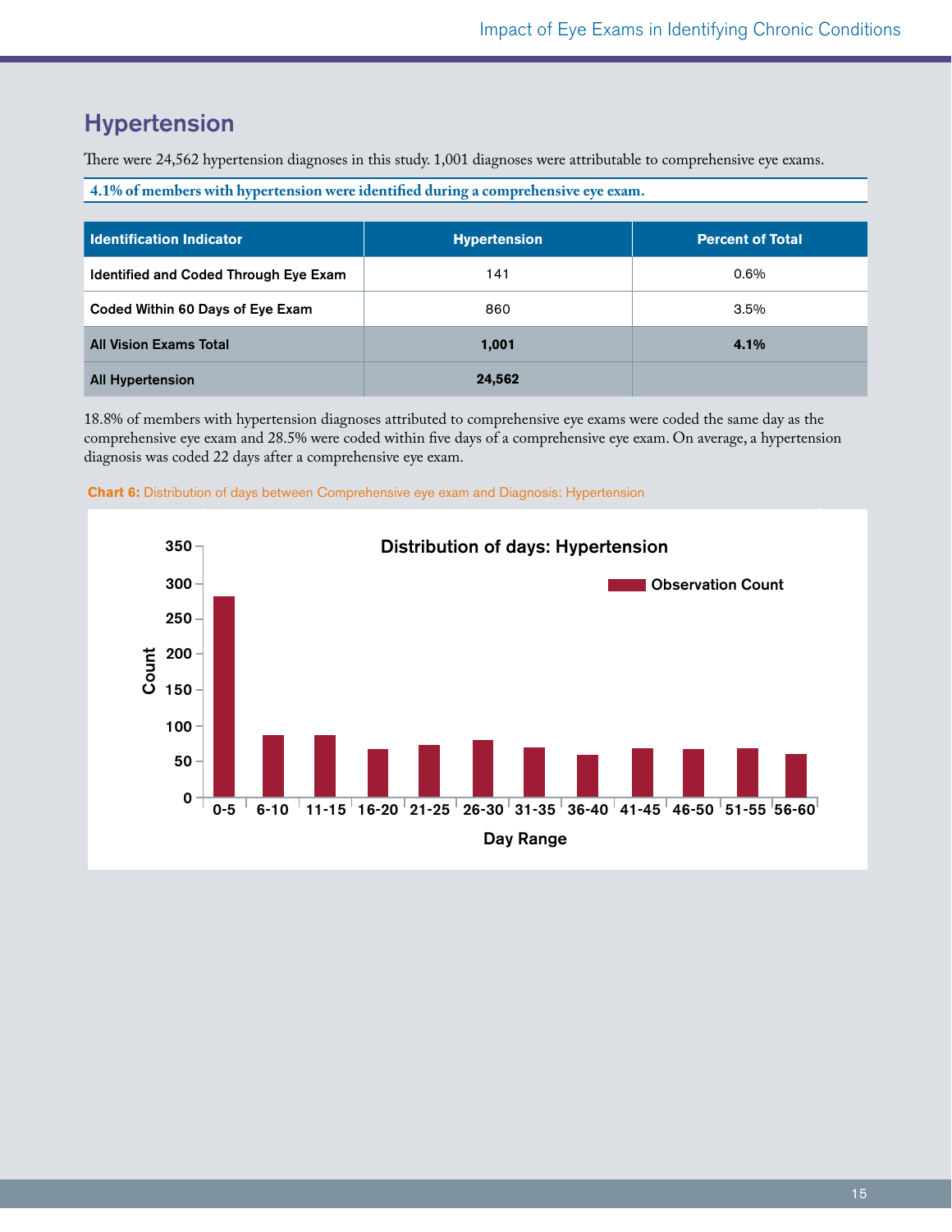## Hypertension

There were 24,562 hypertension diagnoses in this study. 1,001 diagnoses were attributable to comprehensive eye exams.

**4.1% of members with hypertension were identified during a comprehensive eye exam.**

| Identification Indicator | Hypertension | Percent of Total |
|---|---|---|
| Identified and Coded Through Eye Exam | 141 | 0.6% |
| Coded Within 60 Days of Eye Exam | 860 | 3.5% |
| **All Vision Exams Total** | **1,001** | **4.1%** |
| **All Hypertension** | **24,562** | |

18.8% of members with hypertension diagnoses attributed to comprehensive eye exams were coded the same day as the comprehensive eye exam and 28.5% were coded within five days of a comprehensive eye exam. On average, a hypertension diagnosis was coded 22 days after a comprehensive eye exam.

**Chart 6:** Distribution of days between Comprehensive eye exam and Diagnosis: Hypertension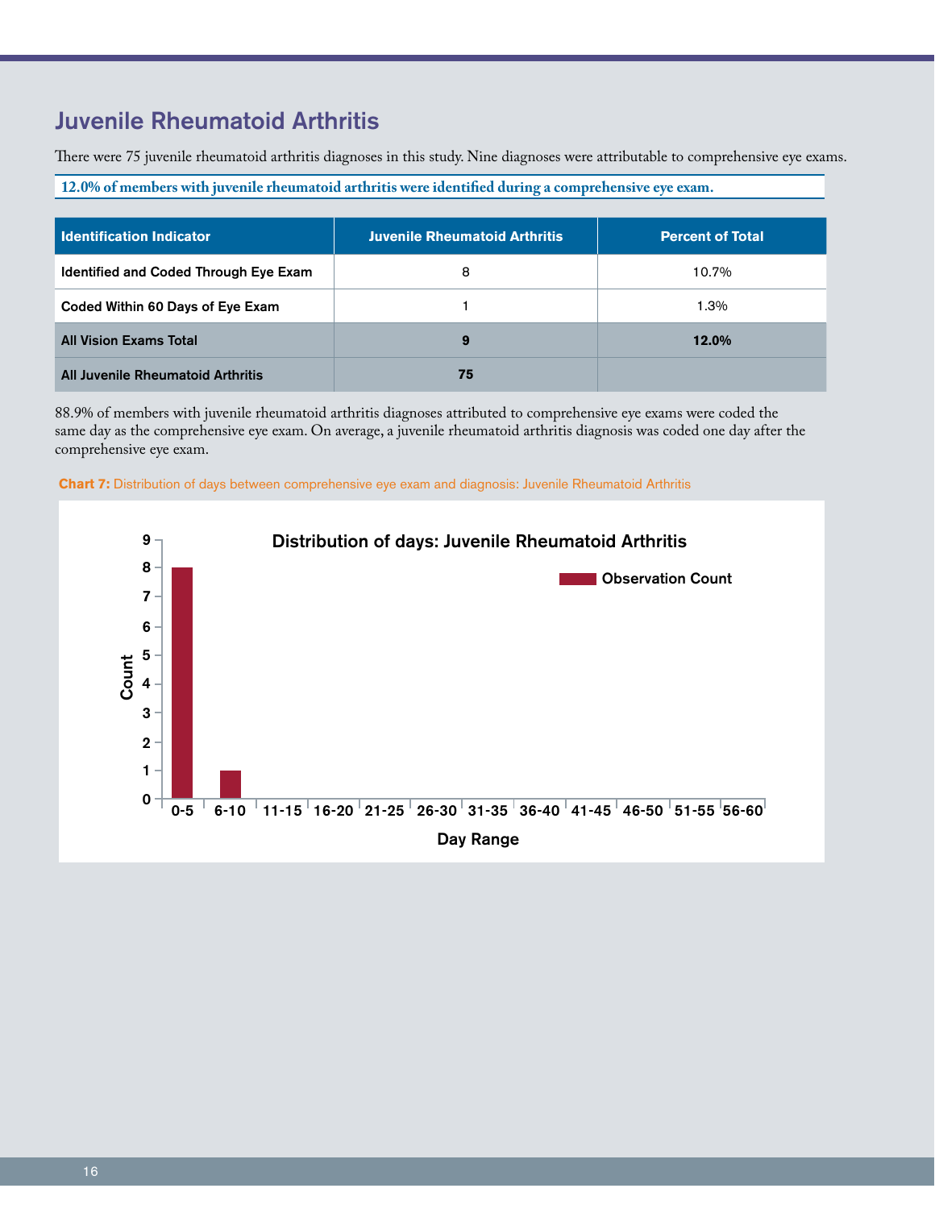## Juvenile Rheumatoid Arthritis

There were 75 juvenile rheumatoid arthritis diagnoses in this study. Nine diagnoses were attributable to comprehensive eye exams.

**12.0% of members with juvenile rheumatoid arthritis were identified during a comprehensive eye exam.**

| Identification Indicator | Juvenile Rheumatoid Arthritis | Percent of Total |
|---|---|---|
| Identified and Coded Through Eye Exam | 8 | 10.7% |
| Coded Within 60 Days of Eye Exam | 1 | 1.3% |
| **All Vision Exams Total** | **9** | **12.0%** |
| **All Juvenile Rheumatoid Arthritis** | **75** | |

88.9% of members with juvenile rheumatoid arthritis diagnoses attributed to comprehensive eye exams were coded the same day as the comprehensive eye exam. On average, a juvenile rheumatoid arthritis diagnosis was coded one day after the comprehensive eye exam.

**Chart 7:** Distribution of days between comprehensive eye exam and diagnosis: Juvenile Rheumatoid Arthritis

Distribution of days: Juvenile Rheumatoid Arthritis

| Day Range | Observation Count |
|---|---|
| 0-5 | 8 |
| 6-10 | 1 |
| 11-15 | 0 |
| 16-20 | 0 |
| 21-25 | 0 |
| 26-30 | 0 |
| 31-35 | 0 |
| 36-40 | 0 |
| 41-45 | 0 |
| 46-50 | 0 |
| 51-55 | 0 |
| 56-60 | 0 |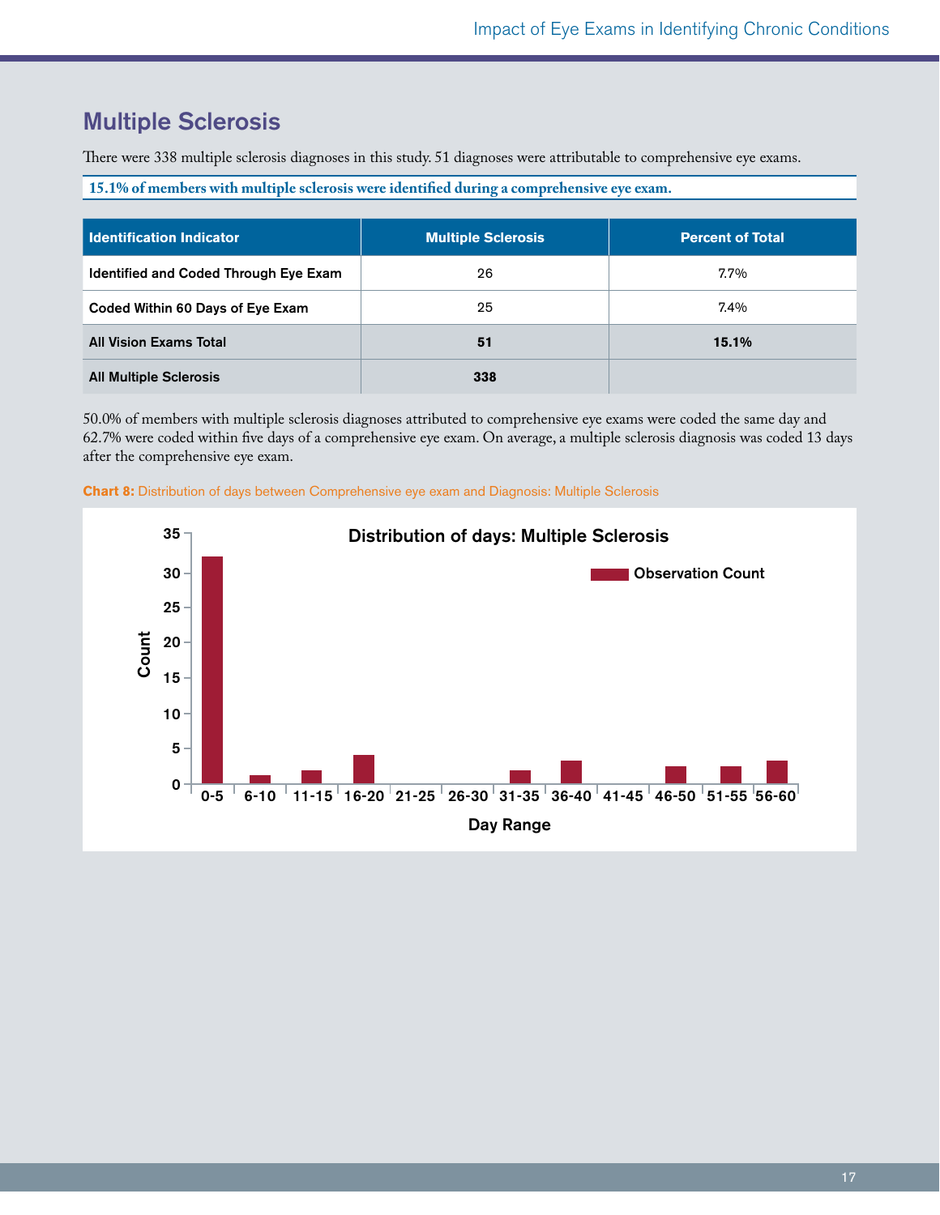## Multiple Sclerosis

There were 338 multiple sclerosis diagnoses in this study. 51 diagnoses were attributable to comprehensive eye exams.

**15.1% of members with multiple sclerosis were identified during a comprehensive eye exam.**

| Identification Indicator | Multiple Sclerosis | Percent of Total |
|---|---|---|
| Identified and Coded Through Eye Exam | 26 | 7.7% |
| Coded Within 60 Days of Eye Exam | 25 | 7.4% |
| **All Vision Exams Total** | **51** | **15.1%** |
| **All Multiple Sclerosis** | **338** | |

50.0% of members with multiple sclerosis diagnoses attributed to comprehensive eye exams were coded the same day and 62.7% were coded within five days of a comprehensive eye exam. On average, a multiple sclerosis diagnosis was coded 13 days after the comprehensive eye exam.

**Chart 8:** Distribution of days between Comprehensive eye exam and Diagnosis: Multiple Sclerosis

Distribution of days: Multiple Sclerosis

| Day Range | Observation Count (approx.) |
|---|---|
| 0-5 | 32 |
| 6-10 | 1 |
| 11-15 | 2 |
| 16-20 | 4 |
| 21-25 | 0 |
| 26-30 | 0 |
| 31-35 | 2 |
| 36-40 | 3 |
| 41-45 | 0 |
| 46-50 | 2 |
| 51-55 | 2 |
| 56-60 | 3 |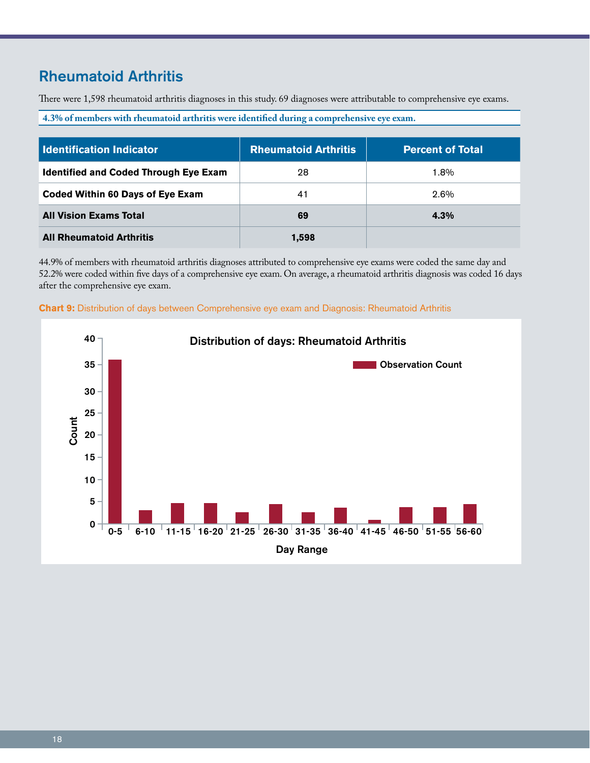## Rheumatoid Arthritis

There were 1,598 rheumatoid arthritis diagnoses in this study. 69 diagnoses were attributable to comprehensive eye exams.

**4.3% of members with rheumatoid arthritis were identified during a comprehensive eye exam.**

| Identification Indicator | Rheumatoid Arthritis | Percent of Total |
|---|---|---|
| **Identified and Coded Through Eye Exam** | 28 | 1.8% |
| **Coded Within 60 Days of Eye Exam** | 41 | 2.6% |
| **All Vision Exams Total** | **69** | **4.3%** |
| **All Rheumatoid Arthritis** | **1,598** | |

44.9% of members with rheumatoid arthritis diagnoses attributed to comprehensive eye exams were coded the same day and 52.2% were coded within five days of a comprehensive eye exam. On average, a rheumatoid arthritis diagnosis was coded 16 days after the comprehensive eye exam.

**Chart 9:** Distribution of days between Comprehensive eye exam and Diagnosis: Rheumatoid Arthritis

Distribution of days: Rheumatoid Arthritis

| Day Range | Observation Count |
|---|---|
| 0-5 | 36 |
| 6-10 | 3 |
| 11-15 | 4.5 |
| 16-20 | 4.5 |
| 21-25 | 2.5 |
| 26-30 | 4.3 |
| 31-35 | 2.5 |
| 36-40 | 3.5 |
| 41-45 | 0.8 |
| 46-50 | 3.6 |
| 51-55 | 3.6 |
| 56-60 | 4.3 |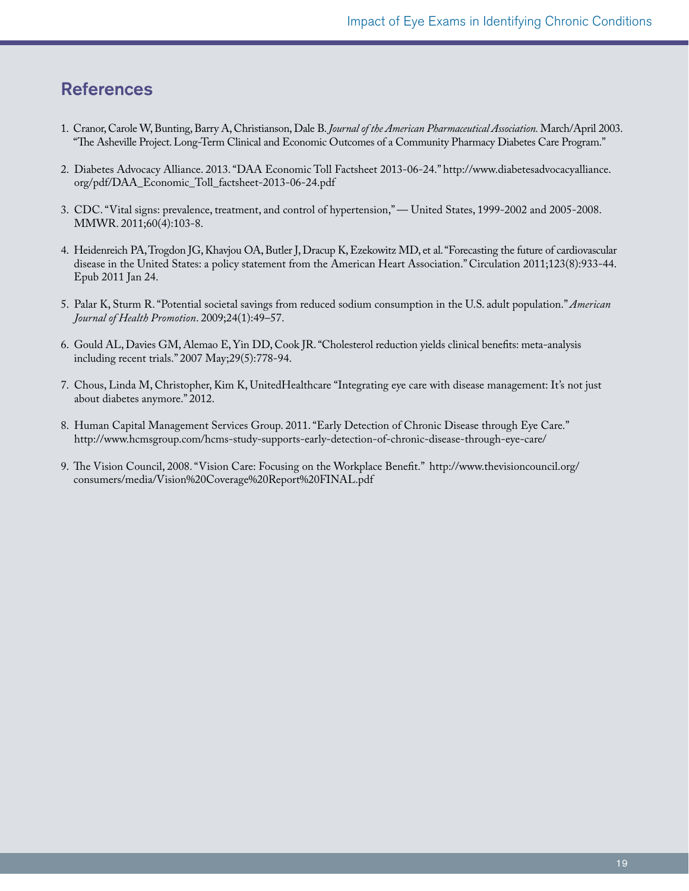## References

1. Cranor, Carole W, Bunting, Barry A, Christianson, Dale B. *Journal of the American Pharmaceutical Association.* March/April 2003. "The Asheville Project. Long-Term Clinical and Economic Outcomes of a Community Pharmacy Diabetes Care Program."

2. Diabetes Advocacy Alliance. 2013. "DAA Economic Toll Factsheet 2013-06-24." http://www.diabetesadvocacyalliance.org/pdf/DAA_Economic_Toll_factsheet-2013-06-24.pdf

3. CDC. "Vital signs: prevalence, treatment, and control of hypertension," — United States, 1999-2002 and 2005-2008. MMWR. 2011;60(4):103-8.

4. Heidenreich PA, Trogdon JG, Khavjou OA, Butler J, Dracup K, Ezekowitz MD, et al. "Forecasting the future of cardiovascular disease in the United States: a policy statement from the American Heart Association." Circulation 2011;123(8):933-44. Epub 2011 Jan 24.

5. Palar K, Sturm R. "Potential societal savings from reduced sodium consumption in the U.S. adult population." *American Journal of Health Promotion*. 2009;24(1):49–57.

6. Gould AL, Davies GM, Alemao E, Yin DD, Cook JR. "Cholesterol reduction yields clinical benefits: meta-analysis including recent trials." 2007 May;29(5):778-94.

7. Chous, Linda M, Christopher, Kim K, UnitedHealthcare "Integrating eye care with disease management: It's not just about diabetes anymore." 2012.

8. Human Capital Management Services Group. 2011. "Early Detection of Chronic Disease through Eye Care." http://www.hcmsgroup.com/hcms-study-supports-early-detection-of-chronic-disease-through-eye-care/

9. The Vision Council, 2008. "Vision Care: Focusing on the Workplace Benefit." http://www.thevisioncouncil.org/consumers/media/Vision%20Coverage%20Report%20FINAL.pdf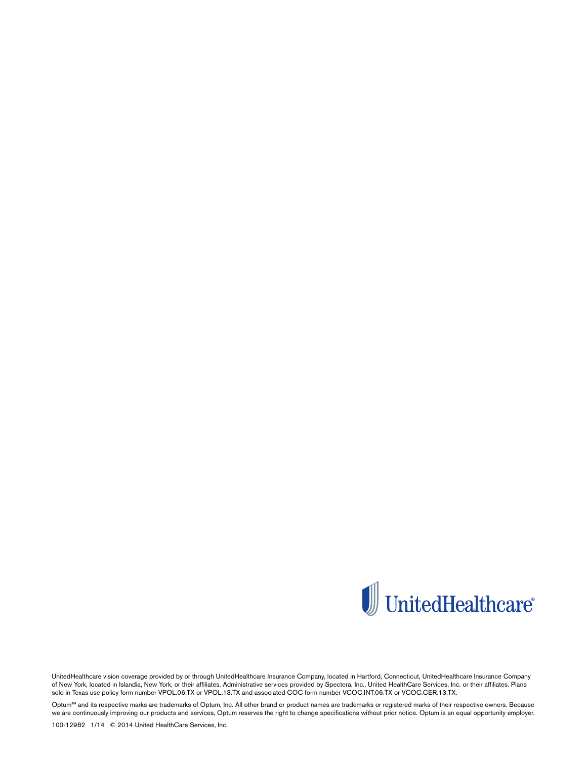UnitedHealthcare

UnitedHealthcare vision coverage provided by or through UnitedHealthcare Insurance Company, located in Hartford, Connecticut, UnitedHealthcare Insurance Company of New York, located in Islandia, New York, or their affiliates. Administrative services provided by Spectera, Inc., United HealthCare Services, Inc. or their affiliates. Plans sold in Texas use policy form number VPOL.06.TX or VPOL.13.TX and associated COC form number VCOC.INT.06.TX or VCOC.CER.13.TX.

Optum™ and its respective marks are trademarks of Optum, Inc. All other brand or product names are trademarks or registered marks of their respective owners. Because we are continuously improving our products and services, Optum reserves the right to change specifications without prior notice. Optum is an equal opportunity employer.

100-12982 1/14 © 2014 United HealthCare Services, Inc.